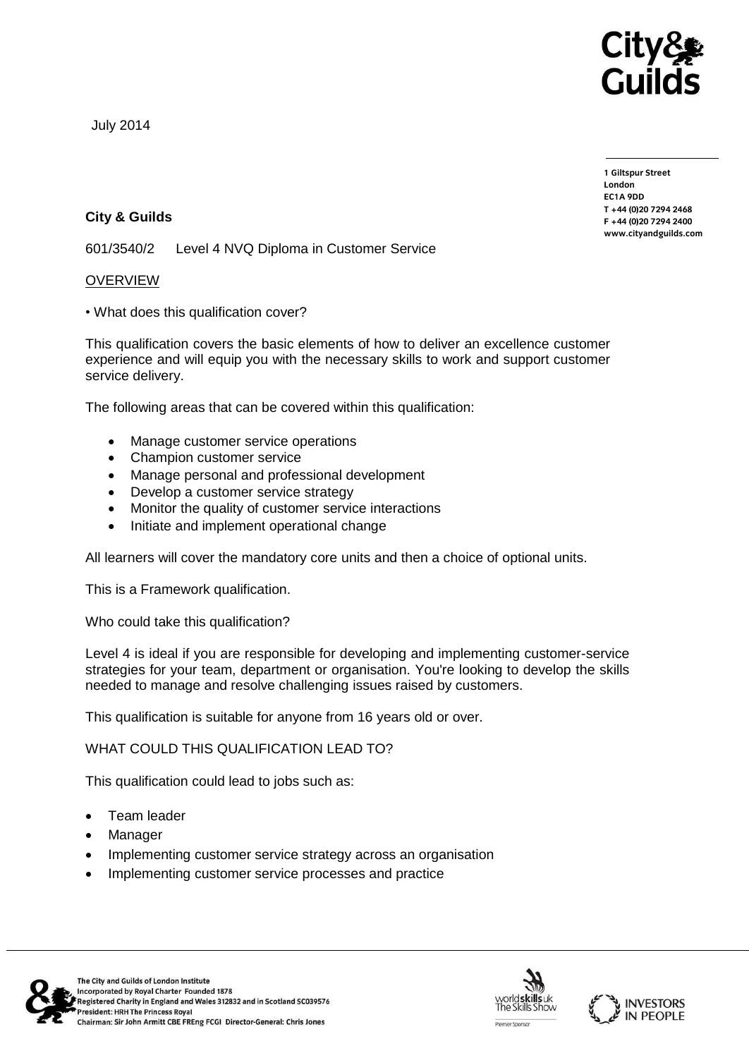July 2014

1 Giltspur Street
London
EC1A 9DD
T +44 (0)20 7294 2468
F +44 (0)20 7294 2400
www.cityandguilds.com

**City & Guilds**

601/3540/2 Level 4 NVQ Diploma in Customer Service

OVERVIEW

• What does this qualification cover?

This qualification covers the basic elements of how to deliver an excellence customer experience and will equip you with the necessary skills to work and support customer service delivery.

The following areas that can be covered within this qualification:

- Manage customer service operations
- Champion customer service
- Manage personal and professional development
- Develop a customer service strategy
- Monitor the quality of customer service interactions
- Initiate and implement operational change

All learners will cover the mandatory core units and then a choice of optional units.

This is a Framework qualification.

Who could take this qualification?

Level 4 is ideal if you are responsible for developing and implementing customer-service strategies for your team, department or organisation. You're looking to develop the skills needed to manage and resolve challenging issues raised by customers.

This qualification is suitable for anyone from 16 years old or over.

WHAT COULD THIS QUALIFICATION LEAD TO?

This qualification could lead to jobs such as:

- Team leader
- Manager
- Implementing customer service strategy across an organisation
- Implementing customer service processes and practice

The City and Guilds of London Institute
Incorporated by Royal Charter Founded 1878
Registered Charity in England and Wales 312832 and in Scotland SC039576
President: HRH The Princess Royal
Chairman: Sir John Armitt CBE FREng FCGI Director-General: Chris Jones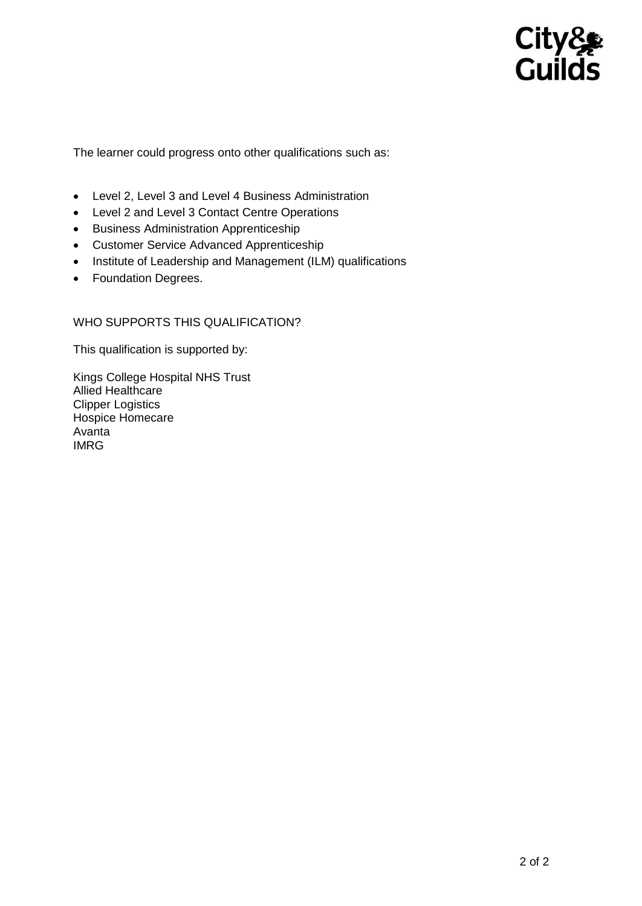The learner could progress onto other qualifications such as:

- Level 2, Level 3 and Level 4 Business Administration
- Level 2 and Level 3 Contact Centre Operations
- Business Administration Apprenticeship
- Customer Service Advanced Apprenticeship
- Institute of Leadership and Management (ILM) qualifications
- Foundation Degrees.

## WHO SUPPORTS THIS QUALIFICATION?

This qualification is supported by:

Kings College Hospital NHS Trust
Allied Healthcare
Clipper Logistics
Hospice Homecare
Avanta
IMRG